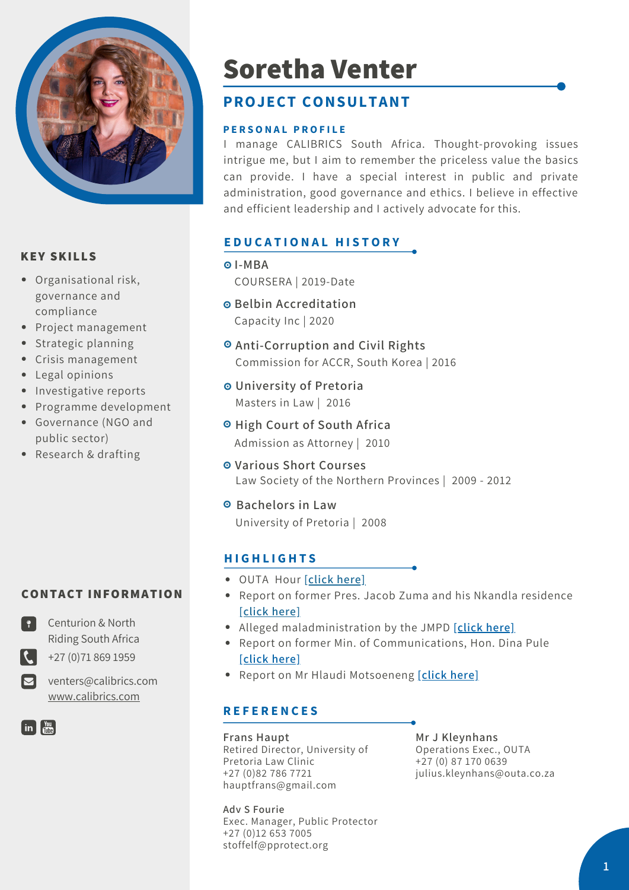# Soretha Venter

## PROJECT CONSULTANT

### PERSONAL PROFILE

I manage CALIBRICS South Africa. Thought-provoking issues intrigue me, but I aim to remember the priceless value the basics can provide. I have a special interest in public and private administration, good governance and ethics. I believe in effective and efficient leadership and I actively advocate for this.

## KEY SKILLS

- Organisational risk, governance and compliance
- Project management
- Strategic planning
- Crisis management
- Legal opinions
- Investigative reports
- Programme development
- Governance (NGO and public sector)
- Research & drafting

## CONTACT INFORMATION

Centurion & North Riding South Africa

+27 (0)71 869 1959

venters@calibrics.com

www.calibrics.com

## EDUCATIONAL HISTORY

**I-MBA**
COURSERA | 2019-Date

**Belbin Accreditation**
Capacity Inc | 2020

**Anti-Corruption and Civil Rights**
Commission for ACCR, South Korea | 2016

**University of Pretoria**
Masters in Law | 2016

**High Court of South Africa**
Admission as Attorney | 2010

**Various Short Courses**
Law Society of the Northern Provinces | 2009 - 2012

**Bachelors in Law**
University of Pretoria | 2008

## HIGHLIGHTS

- OUTA Hour [click here]
- Report on former Pres. Jacob Zuma and his Nkandla residence [click here]
- Alleged maladministration by the JMPD [click here]
- Report on former Min. of Communications, Hon. Dina Pule [click here]
- Report on Mr Hlaudi Motsoeneng [click here]

## REFERENCES

**Frans Haupt**
Retired Director, University of Pretoria Law Clinic
+27 (0)82 786 7721
hauptfrans@gmail.com

**Mr J Kleynhans**
Operations Exec., OUTA
+27 (0) 87 170 0639
julius.kleynhans@outa.co.za

**Adv S Fourie**
Exec. Manager, Public Protector
+27 (0)12 653 7005
stoffelf@pprotect.org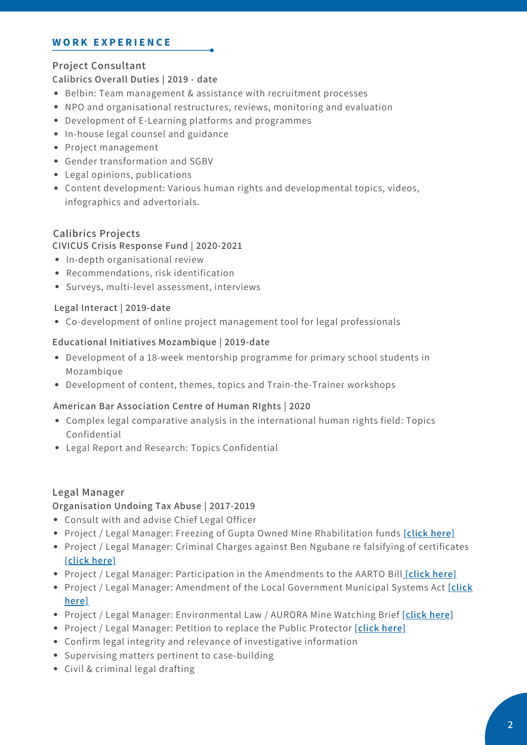## WORK EXPERIENCE

### Project Consultant

**Calibrics Overall Duties | 2019 - date**

- Belbin: Team management & assistance with recruitment processes
- NPO and organisational restructures, reviews, monitoring and evaluation
- Development of E-Learning platforms and programmes
- In-house legal counsel and guidance
- Project management
- Gender transformation and SGBV
- Legal opinions, publications
- Content development: Various human rights and developmental topics, videos, infographics and advertorials.

### Calibrics Projects

**CIVICUS Crisis Response Fund | 2020-2021**

- In-depth organisational review
- Recommendations, risk identification
- Surveys, multi-level assessment, interviews

**Legal Interact | 2019-date**

- Co-development of online project management tool for legal professionals

**Educational Initiatives Mozambique | 2019-date**

- Development of a 18-week mentorship programme for primary school students in Mozambique
- Development of content, themes, topics and Train-the-Trainer workshops

**American Bar Association Centre of Human RIghts | 2020**

- Complex legal comparative analysis in the international human rights field: Topics Confidential
- Legal Report and Research: Topics Confidential

### Legal Manager

**Organisation Undoing Tax Abuse | 2017-2019**

- Consult with and advise Chief Legal Officer
- Project / Legal Manager: Freezing of Gupta Owned Mine Rhabilitation funds [click here]
- Project / Legal Manager: Criminal Charges against Ben Ngubane re falsifying of certificates [click here]
- Project / Legal Manager: Participation in the Amendments to the AARTO Bill [click here]
- Project / Legal Manager: Amendment of the Local Government Municipal Systems Act [click here]
- Project / Legal Manager: Environmental Law / AURORA Mine Watching Brief [click here]
- Project / Legal Manager: Petition to replace the Public Protector [click here]
- Confirm legal integrity and relevance of investigative information
- Supervising matters pertinent to case-building
- Civil & criminal legal drafting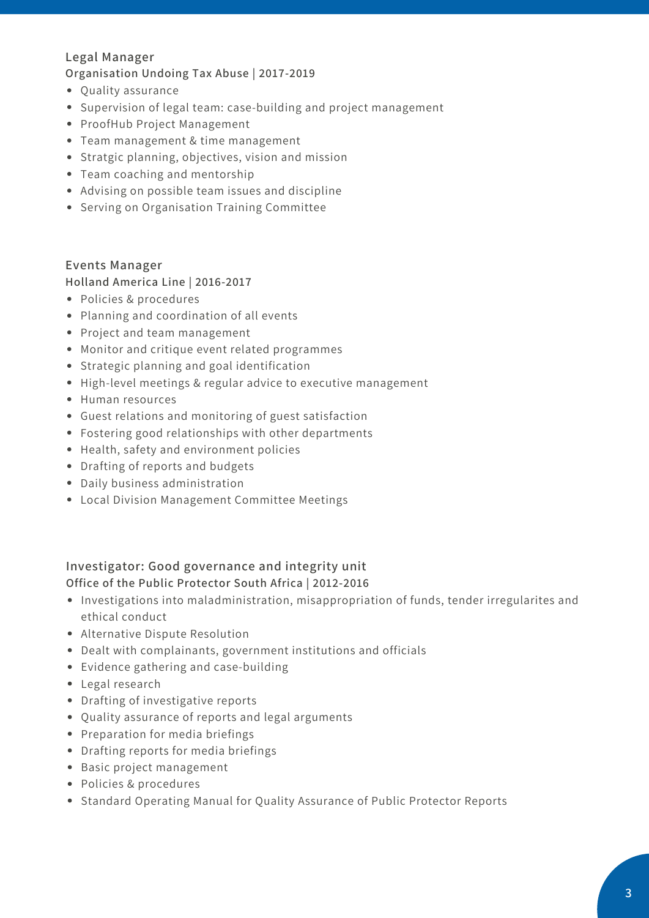### Legal Manager

**Organisation Undoing Tax Abuse | 2017-2019**

- Quality assurance
- Supervision of legal team: case-building and project management
- ProofHub Project Management
- Team management & time management
- Stratgic planning, objectives, vision and mission
- Team coaching and mentorship
- Advising on possible team issues and discipline
- Serving on Organisation Training Committee

### Events Manager

**Holland America Line | 2016-2017**

- Policies & procedures
- Planning and coordination of all events
- Project and team management
- Monitor and critique event related programmes
- Strategic planning and goal identification
- High-level meetings & regular advice to executive management
- Human resources
- Guest relations and monitoring of guest satisfaction
- Fostering good relationships with other departments
- Health, safety and environment policies
- Drafting of reports and budgets
- Daily business administration
- Local Division Management Committee Meetings

### Investigator: Good governance and integrity unit

**Office of the Public Protector South Africa | 2012-2016**

- Investigations into maladministration, misappropriation of funds, tender irregularites and ethical conduct
- Alternative Dispute Resolution
- Dealt with complainants, government institutions and officials
- Evidence gathering and case-building
- Legal research
- Drafting of investigative reports
- Quality assurance of reports and legal arguments
- Preparation for media briefings
- Drafting reports for media briefings
- Basic project management
- Policies & procedures
- Standard Operating Manual for Quality Assurance of Public Protector Reports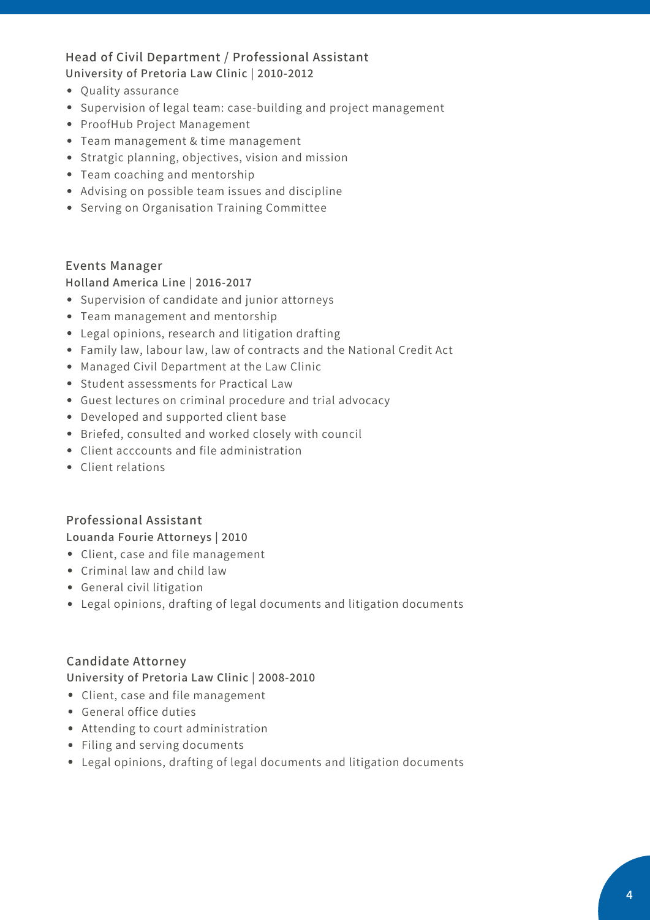### Head of Civil Department / Professional Assistant

**University of Pretoria Law Clinic | 2010-2012**

- Quality assurance
- Supervision of legal team: case-building and project management
- ProofHub Project Management
- Team management & time management
- Stratgic planning, objectives, vision and mission
- Team coaching and mentorship
- Advising on possible team issues and discipline
- Serving on Organisation Training Committee

### Events Manager

**Holland America Line | 2016-2017**

- Supervision of candidate and junior attorneys
- Team management and mentorship
- Legal opinions, research and litigation drafting
- Family law, labour law, law of contracts and the National Credit Act
- Managed Civil Department at the Law Clinic
- Student assessments for Practical Law
- Guest lectures on criminal procedure and trial advocacy
- Developed and supported client base
- Briefed, consulted and worked closely with council
- Client acccounts and file administration
- Client relations

### Professional Assistant

**Louanda Fourie Attorneys | 2010**

- Client, case and file management
- Criminal law and child law
- General civil litigation
- Legal opinions, drafting of legal documents and litigation documents

### Candidate Attorney

**University of Pretoria Law Clinic | 2008-2010**

- Client, case and file management
- General office duties
- Attending to court administration
- Filing and serving documents
- Legal opinions, drafting of legal documents and litigation documents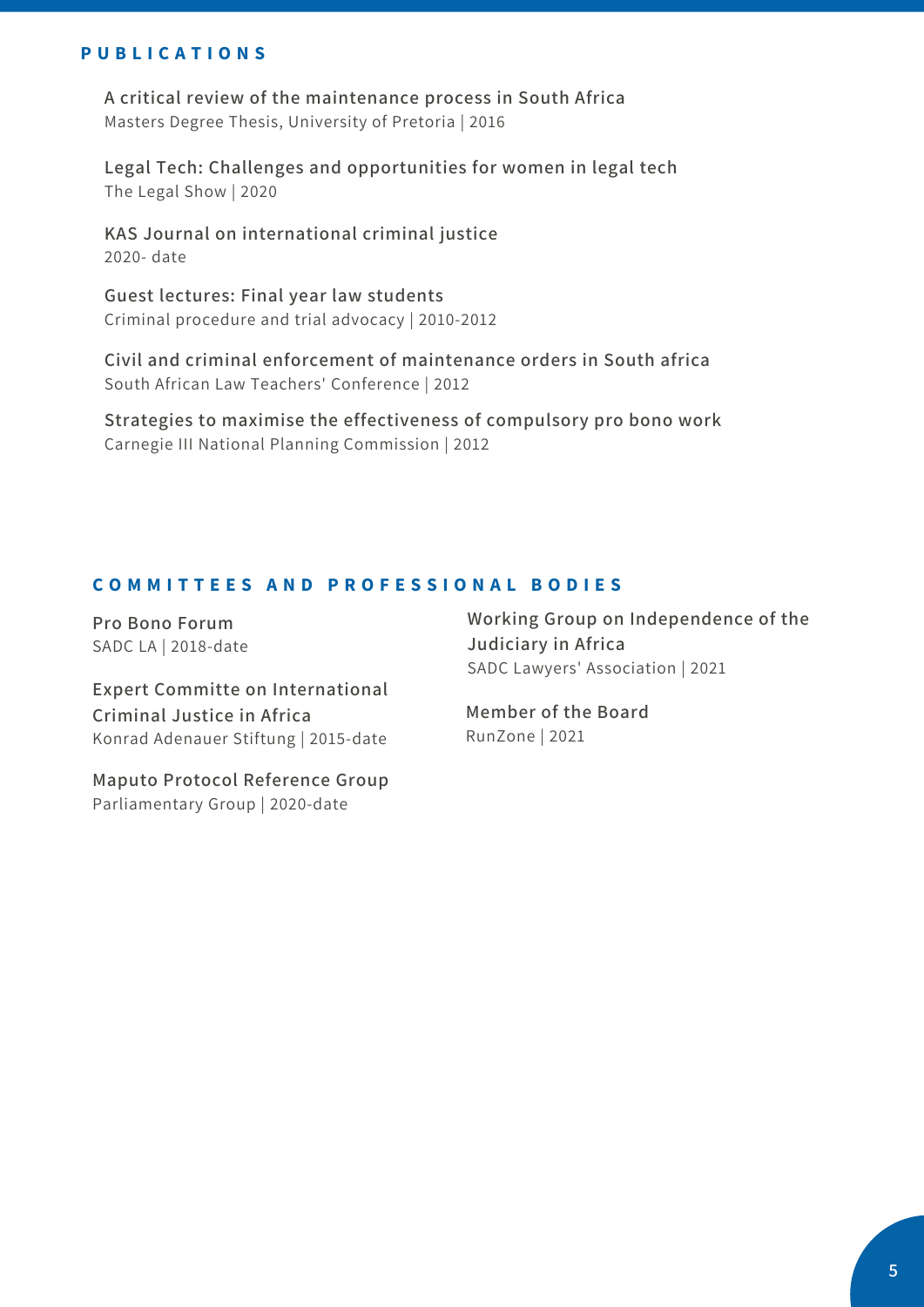## PUBLICATIONS

**A critical review of the maintenance process in South Africa**
Masters Degree Thesis, University of Pretoria | 2016

**Legal Tech: Challenges and opportunities for women in legal tech**
The Legal Show | 2020

**KAS Journal on international criminal justice**
2020- date

**Guest lectures: Final year law students**
Criminal procedure and trial advocacy | 2010-2012

**Civil and criminal enforcement of maintenance orders in South africa**
South African Law Teachers' Conference | 2012

**Strategies to maximise the effectiveness of compulsory pro bono work**
Carnegie III National Planning Commission | 2012

## COMMITTEES AND PROFESSIONAL BODIES

**Pro Bono Forum**
SADC LA | 2018-date

**Expert Committe on International Criminal Justice in Africa**
Konrad Adenauer Stiftung | 2015-date

**Maputo Protocol Reference Group**
Parliamentary Group | 2020-date

**Working Group on Independence of the Judiciary in Africa**
SADC Lawyers' Association | 2021

**Member of the Board**
RunZone | 2021